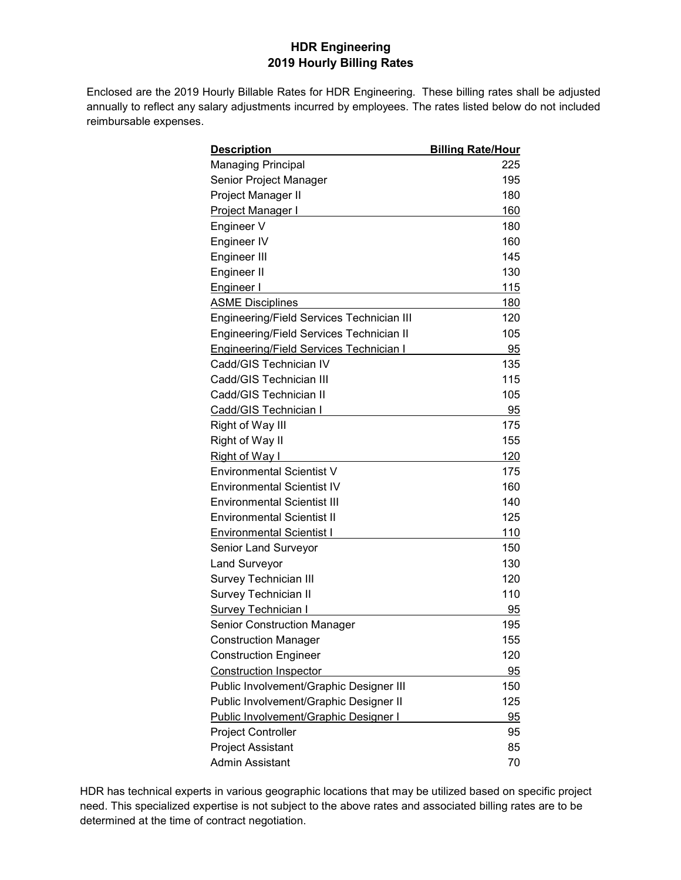# HDR Engineering
# 2019 Hourly Billing Rates

Enclosed are the 2019 Hourly Billable Rates for HDR Engineering. These billing rates shall be adjusted annually to reflect any salary adjustments incurred by employees. The rates listed below do not included reimbursable expenses.

| Description | Billing Rate/Hour |
|---|---|
| Managing Principal | 225 |
| Senior Project Manager | 195 |
| Project Manager II | 180 |
| Project Manager I | 160 |
| Engineer V | 180 |
| Engineer IV | 160 |
| Engineer III | 145 |
| Engineer II | 130 |
| Engineer I | 115 |
| ASME Disciplines | 180 |
| Engineering/Field Services Technician III | 120 |
| Engineering/Field Services Technician II | 105 |
| Engineering/Field Services Technician I | 95 |
| Cadd/GIS Technician IV | 135 |
| Cadd/GIS Technician III | 115 |
| Cadd/GIS Technician II | 105 |
| Cadd/GIS Technician I | 95 |
| Right of Way III | 175 |
| Right of Way II | 155 |
| Right of Way I | 120 |
| Environmental Scientist V | 175 |
| Environmental Scientist IV | 160 |
| Environmental Scientist III | 140 |
| Environmental Scientist II | 125 |
| Environmental Scientist I | 110 |
| Senior Land Surveyor | 150 |
| Land Surveyor | 130 |
| Survey Technician III | 120 |
| Survey Technician II | 110 |
| Survey Technician I | 95 |
| Senior Construction Manager | 195 |
| Construction Manager | 155 |
| Construction Engineer | 120 |
| Construction Inspector | 95 |
| Public Involvement/Graphic Designer III | 150 |
| Public Involvement/Graphic Designer II | 125 |
| Public Involvement/Graphic Designer I | 95 |
| Project Controller | 95 |
| Project Assistant | 85 |
| Admin Assistant | 70 |

HDR has technical experts in various geographic locations that may be utilized based on specific project need. This specialized expertise is not subject to the above rates and associated billing rates are to be determined at the time of contract negotiation.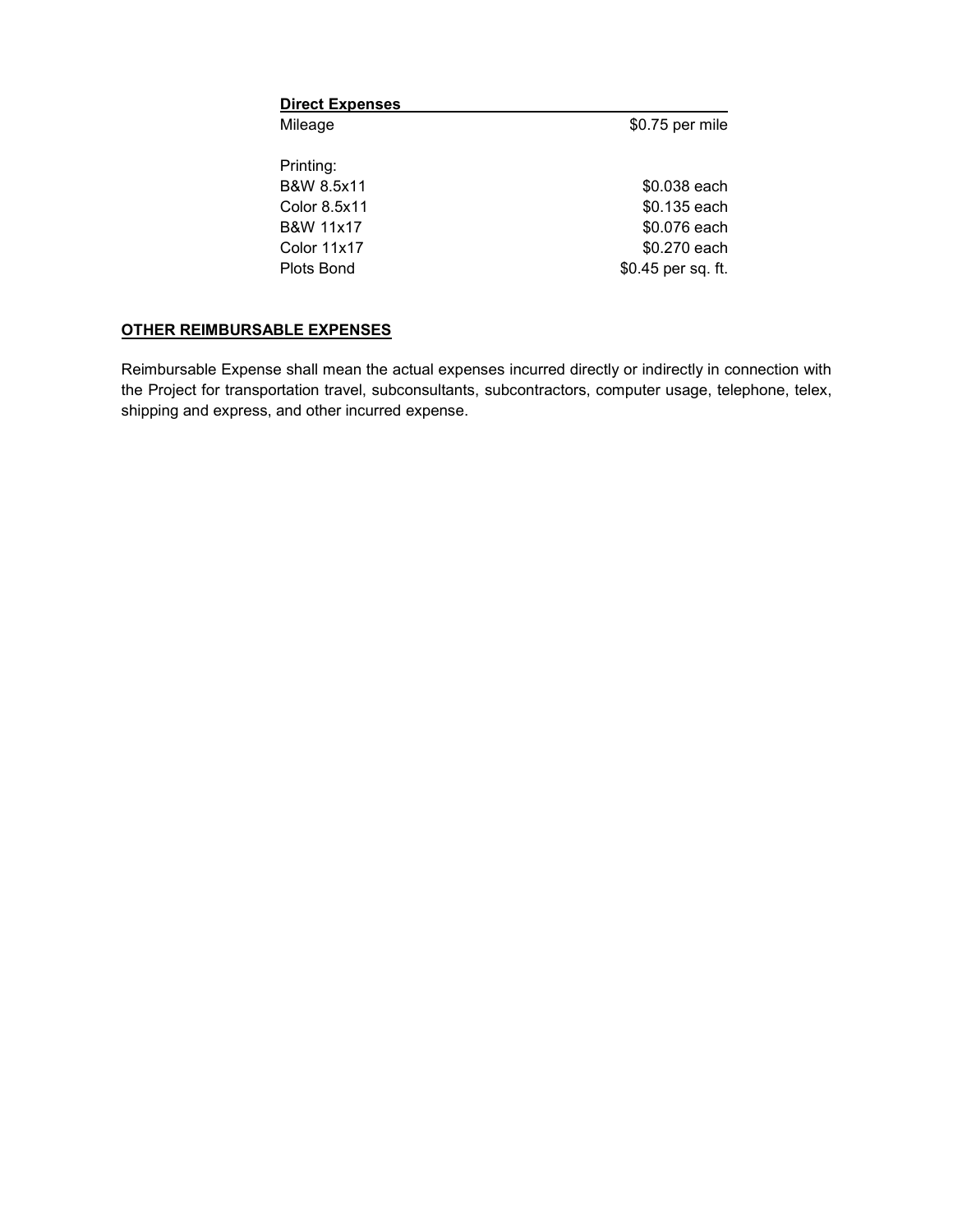| **Direct Expenses** | |
|---|---|
| Mileage | $0.75 per mile |
| | |
| Printing: | |
| B&W 8.5x11 | $0.038 each |
| Color 8.5x11 | $0.135 each |
| B&W 11x17 | $0.076 each |
| Color 11x17 | $0.270 each |
| Plots Bond | $0.45 per sq. ft. |

## OTHER REIMBURSABLE EXPENSES

Reimbursable Expense shall mean the actual expenses incurred directly or indirectly in connection with the Project for transportation travel, subconsultants, subcontractors, computer usage, telephone, telex, shipping and express, and other incurred expense.